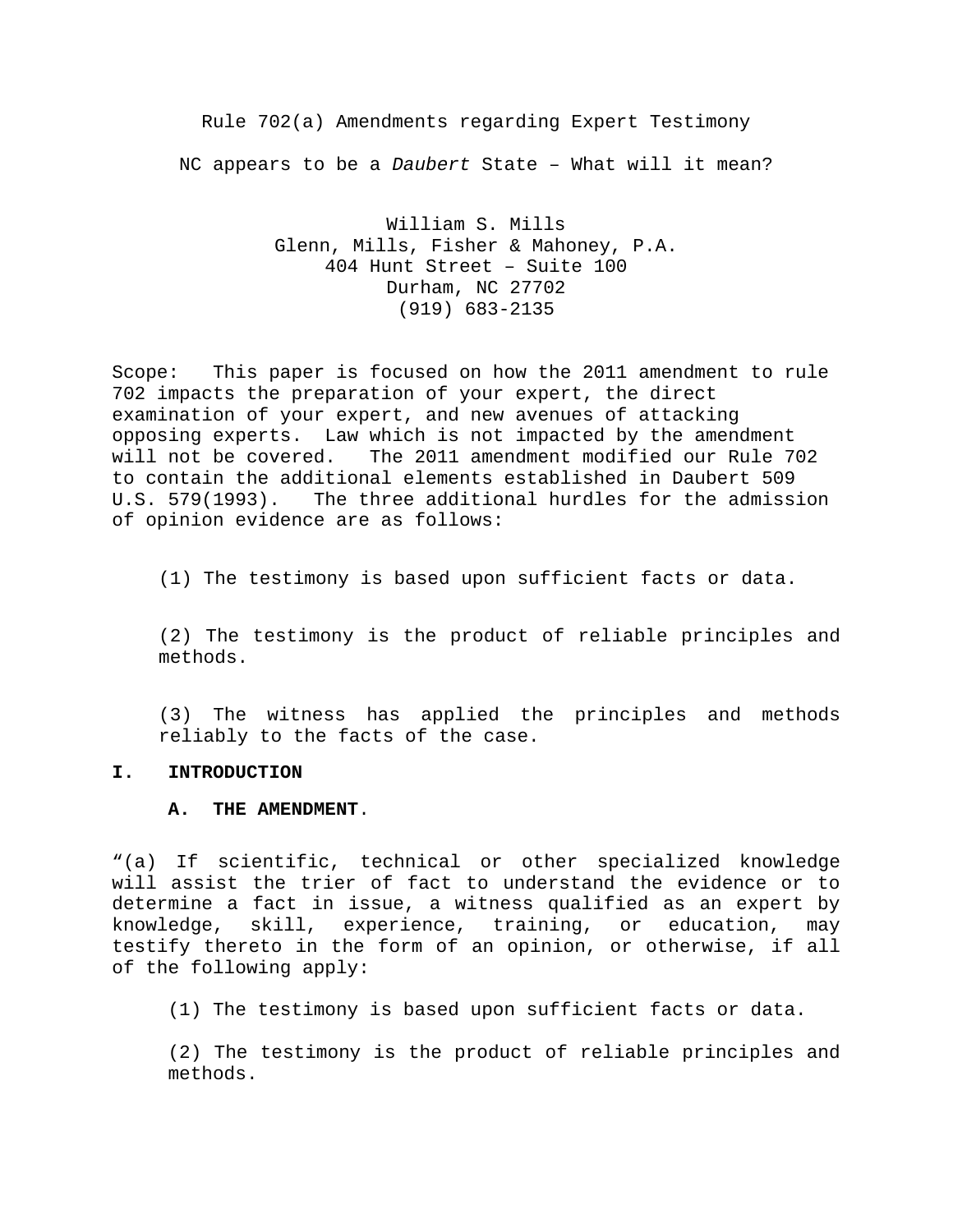# Rule 702(a) Amendments regarding Expert Testimony

## NC appears to be a *Daubert* State – What will it mean?

William S. Mills
Glenn, Mills, Fisher & Mahoney, P.A.
404 Hunt Street – Suite 100
Durham, NC 27702
(919) 683-2135

Scope: This paper is focused on how the 2011 amendment to rule 702 impacts the preparation of your expert, the direct examination of your expert, and new avenues of attacking opposing experts. Law which is not impacted by the amendment will not be covered. The 2011 amendment modified our Rule 702 to contain the additional elements established in Daubert 509 U.S. 579(1993). The three additional hurdles for the admission of opinion evidence are as follows:

(1) The testimony is based upon sufficient facts or data.

(2) The testimony is the product of reliable principles and methods.

(3) The witness has applied the principles and methods reliably to the facts of the case.

## I. INTRODUCTION

### A. THE AMENDMENT.

"(a) If scientific, technical or other specialized knowledge will assist the trier of fact to understand the evidence or to determine a fact in issue, a witness qualified as an expert by knowledge, skill, experience, training, or education, may testify thereto in the form of an opinion, or otherwise, if all of the following apply:

(1) The testimony is based upon sufficient facts or data.

(2) The testimony is the product of reliable principles and methods.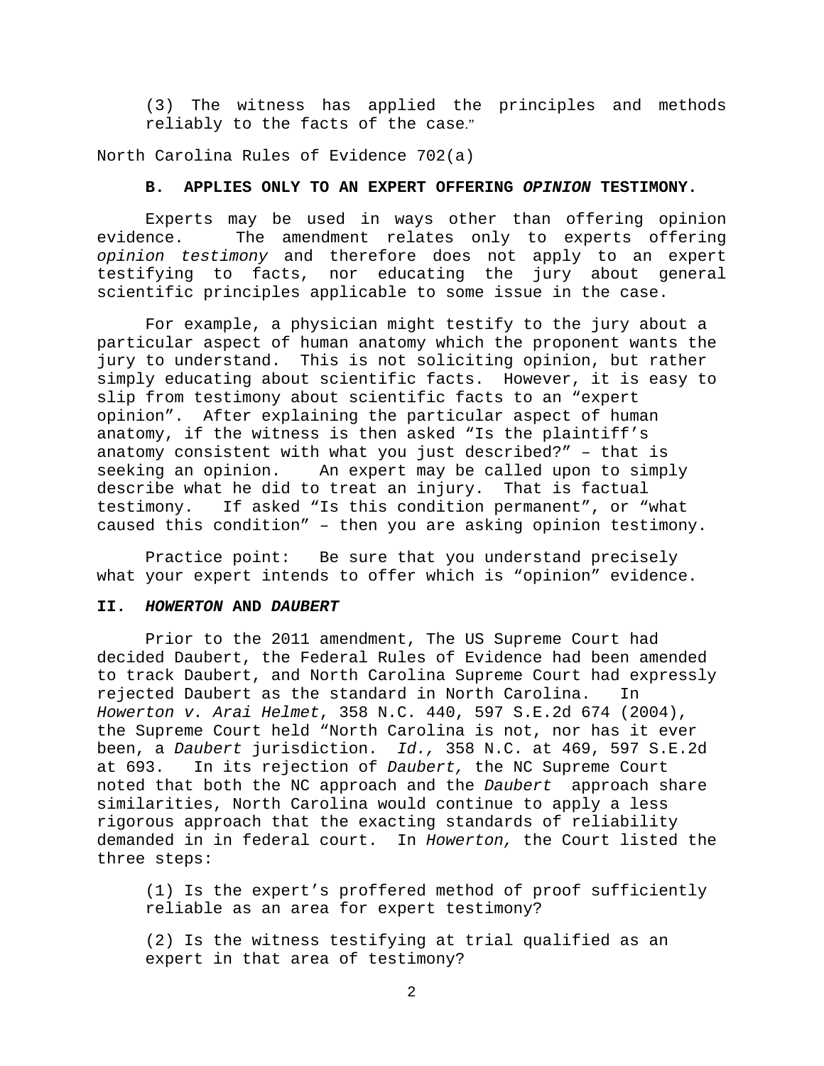> (3) The witness has applied the principles and methods reliably to the facts of the case."

North Carolina Rules of Evidence 702(a)

### B. APPLIES ONLY TO AN EXPERT OFFERING *OPINION* TESTIMONY.

Experts may be used in ways other than offering opinion evidence. The amendment relates only to experts offering *opinion testimony* and therefore does not apply to an expert testifying to facts, nor educating the jury about general scientific principles applicable to some issue in the case.

For example, a physician might testify to the jury about a particular aspect of human anatomy which the proponent wants the jury to understand. This is not soliciting opinion, but rather simply educating about scientific facts. However, it is easy to slip from testimony about scientific facts to an "expert opinion". After explaining the particular aspect of human anatomy, if the witness is then asked "Is the plaintiff's anatomy consistent with what you just described?" – that is seeking an opinion. An expert may be called upon to simply describe what he did to treat an injury. That is factual testimony. If asked "Is this condition permanent", or "what caused this condition" – then you are asking opinion testimony.

Practice point: Be sure that you understand precisely what your expert intends to offer which is "opinion" evidence.

## II. *HOWERTON* AND *DAUBERT*

Prior to the 2011 amendment, The US Supreme Court had decided Daubert, the Federal Rules of Evidence had been amended to track Daubert, and North Carolina Supreme Court had expressly rejected Daubert as the standard in North Carolina. In *Howerton v. Arai Helmet*, 358 N.C. 440, 597 S.E.2d 674 (2004), the Supreme Court held "North Carolina is not, nor has it ever been, a *Daubert* jurisdiction. *Id.,* 358 N.C. at 469, 597 S.E.2d at 693. In its rejection of *Daubert,* the NC Supreme Court noted that both the NC approach and the *Daubert* approach share similarities, North Carolina would continue to apply a less rigorous approach that the exacting standards of reliability demanded in in federal court. In *Howerton,* the Court listed the three steps:

> (1) Is the expert's proffered method of proof sufficiently reliable as an area for expert testimony?
>
> (2) Is the witness testifying at trial qualified as an expert in that area of testimony?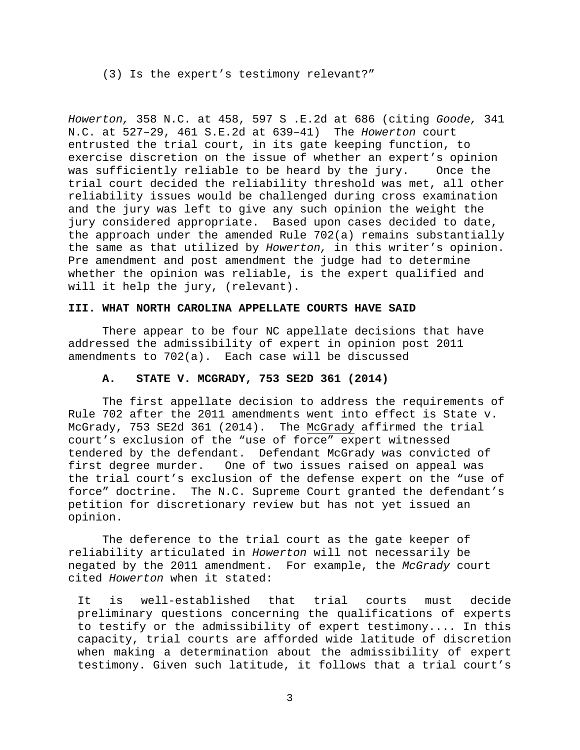(3) Is the expert's testimony relevant?"

*Howerton,* 358 N.C. at 458, 597 S .E.2d at 686 (citing *Goode,* 341 N.C. at 527–29, 461 S.E.2d at 639–41) The *Howerton* court entrusted the trial court, in its gate keeping function, to exercise discretion on the issue of whether an expert's opinion was sufficiently reliable to be heard by the jury. Once the trial court decided the reliability threshold was met, all other reliability issues would be challenged during cross examination and the jury was left to give any such opinion the weight the jury considered appropriate. Based upon cases decided to date, the approach under the amended Rule 702(a) remains substantially the same as that utilized by *Howerton,* in this writer's opinion. Pre amendment and post amendment the judge had to determine whether the opinion was reliable, is the expert qualified and will it help the jury, (relevant).

## III. WHAT NORTH CAROLINA APPELLATE COURTS HAVE SAID

There appear to be four NC appellate decisions that have addressed the admissibility of expert in opinion post 2011 amendments to 702(a). Each case will be discussed

### A. STATE V. MCGRADY, 753 SE2D 361 (2014)

The first appellate decision to address the requirements of Rule 702 after the 2011 amendments went into effect is State v. McGrady, 753 SE2d 361 (2014). The McGrady affirmed the trial court's exclusion of the "use of force" expert witnessed tendered by the defendant. Defendant McGrady was convicted of first degree murder. One of two issues raised on appeal was the trial court's exclusion of the defense expert on the "use of force" doctrine. The N.C. Supreme Court granted the defendant's petition for discretionary review but has not yet issued an opinion.

The deference to the trial court as the gate keeper of reliability articulated in *Howerton* will not necessarily be negated by the 2011 amendment. For example, the *McGrady* court cited *Howerton* when it stated:

> It is well-established that trial courts must decide preliminary questions concerning the qualifications of experts to testify or the admissibility of expert testimony.... In this capacity, trial courts are afforded wide latitude of discretion when making a determination about the admissibility of expert testimony. Given such latitude, it follows that a trial court's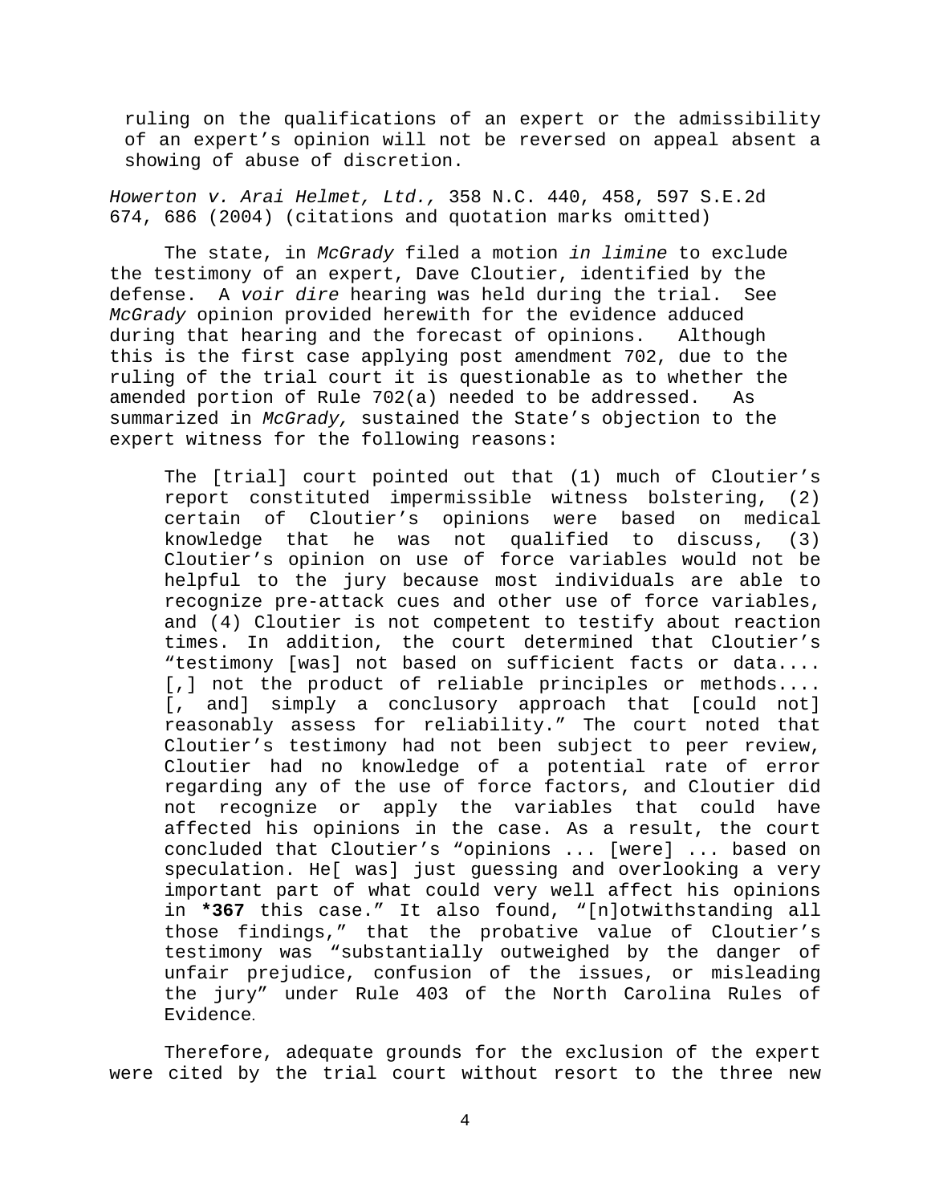> ruling on the qualifications of an expert or the admissibility of an expert's opinion will not be reversed on appeal absent a showing of abuse of discretion.

*Howerton v. Arai Helmet, Ltd.,* 358 N.C. 440, 458, 597 S.E.2d 674, 686 (2004) (citations and quotation marks omitted)

The state, in *McGrady* filed a motion *in limine* to exclude the testimony of an expert, Dave Cloutier, identified by the defense. A *voir dire* hearing was held during the trial. See *McGrady* opinion provided herewith for the evidence adduced during that hearing and the forecast of opinions. Although this is the first case applying post amendment 702, due to the ruling of the trial court it is questionable as to whether the amended portion of Rule 702(a) needed to be addressed. As summarized in *McGrady,* sustained the State's objection to the expert witness for the following reasons:

> The [trial] court pointed out that (1) much of Cloutier's report constituted impermissible witness bolstering, (2) certain of Cloutier's opinions were based on medical knowledge that he was not qualified to discuss, (3) Cloutier's opinion on use of force variables would not be helpful to the jury because most individuals are able to recognize pre-attack cues and other use of force variables, and (4) Cloutier is not competent to testify about reaction times. In addition, the court determined that Cloutier's "testimony [was] not based on sufficient facts or data.... [,] not the product of reliable principles or methods.... [, and] simply a conclusory approach that [could not] reasonably assess for reliability." The court noted that Cloutier's testimony had not been subject to peer review, Cloutier had no knowledge of a potential rate of error regarding any of the use of force factors, and Cloutier did not recognize or apply the variables that could have affected his opinions in the case. As a result, the court concluded that Cloutier's "opinions ... [were] ... based on speculation. He[ was] just guessing and overlooking a very important part of what could very well affect his opinions in **\*367** this case." It also found, "[n]otwithstanding all those findings," that the probative value of Cloutier's testimony was "substantially outweighed by the danger of unfair prejudice, confusion of the issues, or misleading the jury" under Rule 403 of the North Carolina Rules of Evidence.

Therefore, adequate grounds for the exclusion of the expert were cited by the trial court without resort to the three new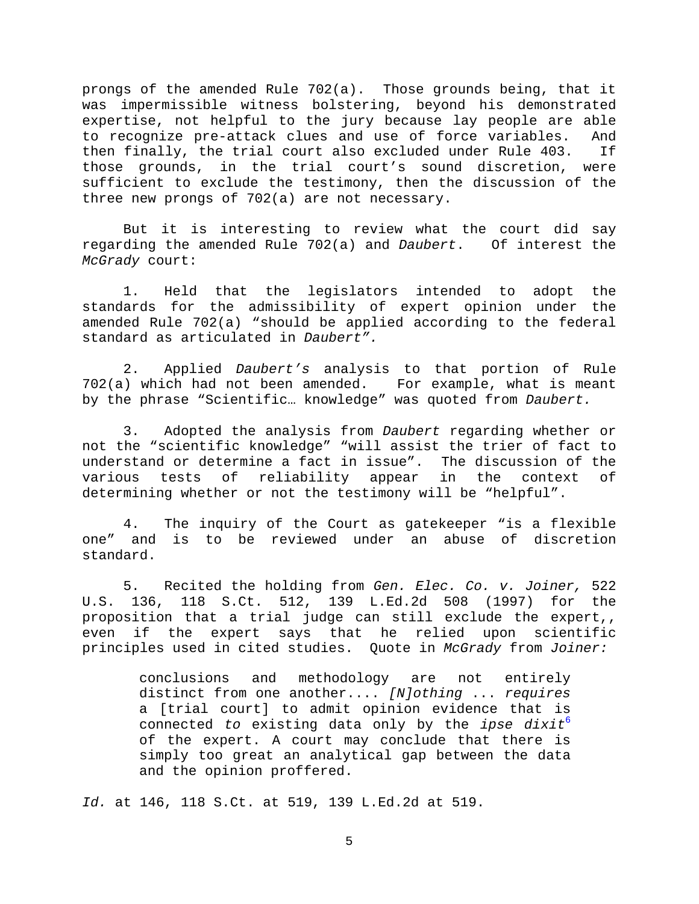prongs of the amended Rule 702(a). Those grounds being, that it was impermissible witness bolstering, beyond his demonstrated expertise, not helpful to the jury because lay people are able to recognize pre-attack clues and use of force variables. And then finally, the trial court also excluded under Rule 403. If those grounds, in the trial court's sound discretion, were sufficient to exclude the testimony, then the discussion of the three new prongs of 702(a) are not necessary.

But it is interesting to review what the court did say regarding the amended Rule 702(a) and *Daubert*. Of interest the *McGrady* court:

1. Held that the legislators intended to adopt the standards for the admissibility of expert opinion under the amended Rule 702(a) "should be applied according to the federal standard as articulated in *Daubert".*

2. Applied *Daubert's* analysis to that portion of Rule 702(a) which had not been amended. For example, what is meant by the phrase "Scientific… knowledge" was quoted from *Daubert.*

3. Adopted the analysis from *Daubert* regarding whether or not the "scientific knowledge" "will assist the trier of fact to understand or determine a fact in issue". The discussion of the various tests of reliability appear in the context of determining whether or not the testimony will be "helpful".

4. The inquiry of the Court as gatekeeper "is a flexible one" and is to be reviewed under an abuse of discretion standard.

5. Recited the holding from *Gen. Elec. Co. v. Joiner,* 522 U.S. 136, 118 S.Ct. 512, 139 L.Ed.2d 508 (1997) for the proposition that a trial judge can still exclude the expert,, even if the expert says that he relied upon scientific principles used in cited studies. Quote in *McGrady* from *Joiner:*

> conclusions and methodology are not entirely distinct from one another.... *[N]othing* ... *requires* a [trial court] to admit opinion evidence that is connected *to* existing data only by the *ipse dixit*[6] of the expert. A court may conclude that there is simply too great an analytical gap between the data and the opinion proffered.

*Id.* at 146, 118 S.Ct. at 519, 139 L.Ed.2d at 519.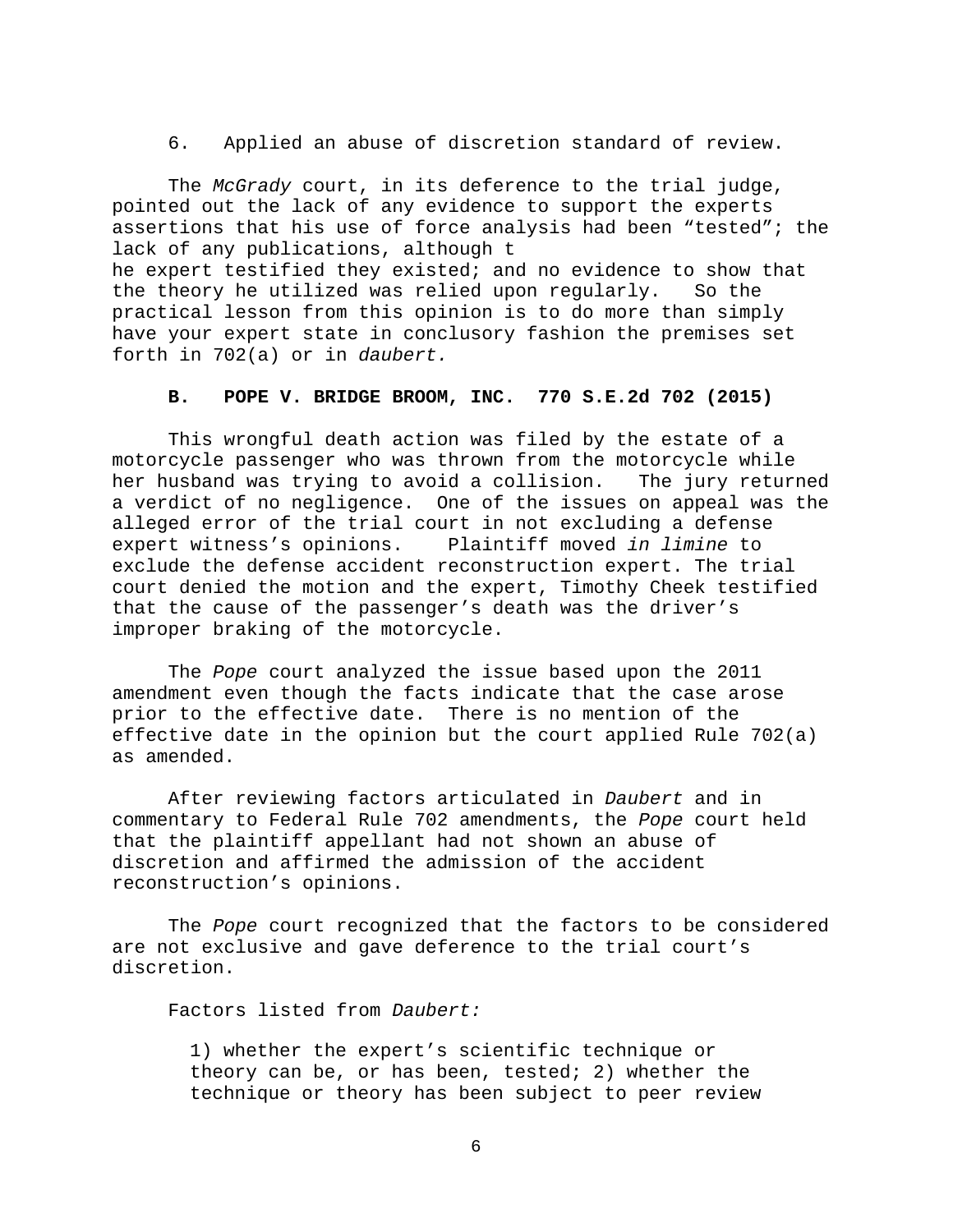6. Applied an abuse of discretion standard of review.

The *McGrady* court, in its deference to the trial judge, pointed out the lack of any evidence to support the experts assertions that his use of force analysis had been "tested"; the lack of any publications, although the expert testified they existed; and no evidence to show that the theory he utilized was relied upon regularly. So the practical lesson from this opinion is to do more than simply have your expert state in conclusory fashion the premises set forth in 702(a) or in *daubert.*

### B. POPE V. BRIDGE BROOM, INC. 770 S.E.2d 702 (2015)

This wrongful death action was filed by the estate of a motorcycle passenger who was thrown from the motorcycle while her husband was trying to avoid a collision. The jury returned a verdict of no negligence. One of the issues on appeal was the alleged error of the trial court in not excluding a defense expert witness's opinions. Plaintiff moved *in limine* to exclude the defense accident reconstruction expert. The trial court denied the motion and the expert, Timothy Cheek testified that the cause of the passenger's death was the driver's improper braking of the motorcycle.

The *Pope* court analyzed the issue based upon the 2011 amendment even though the facts indicate that the case arose prior to the effective date. There is no mention of the effective date in the opinion but the court applied Rule 702(a) as amended.

After reviewing factors articulated in *Daubert* and in commentary to Federal Rule 702 amendments, the *Pope* court held that the plaintiff appellant had not shown an abuse of discretion and affirmed the admission of the accident reconstruction's opinions.

The *Pope* court recognized that the factors to be considered are not exclusive and gave deference to the trial court's discretion.

Factors listed from *Daubert:*

> 1) whether the expert's scientific technique or theory can be, or has been, tested; 2) whether the technique or theory has been subject to peer review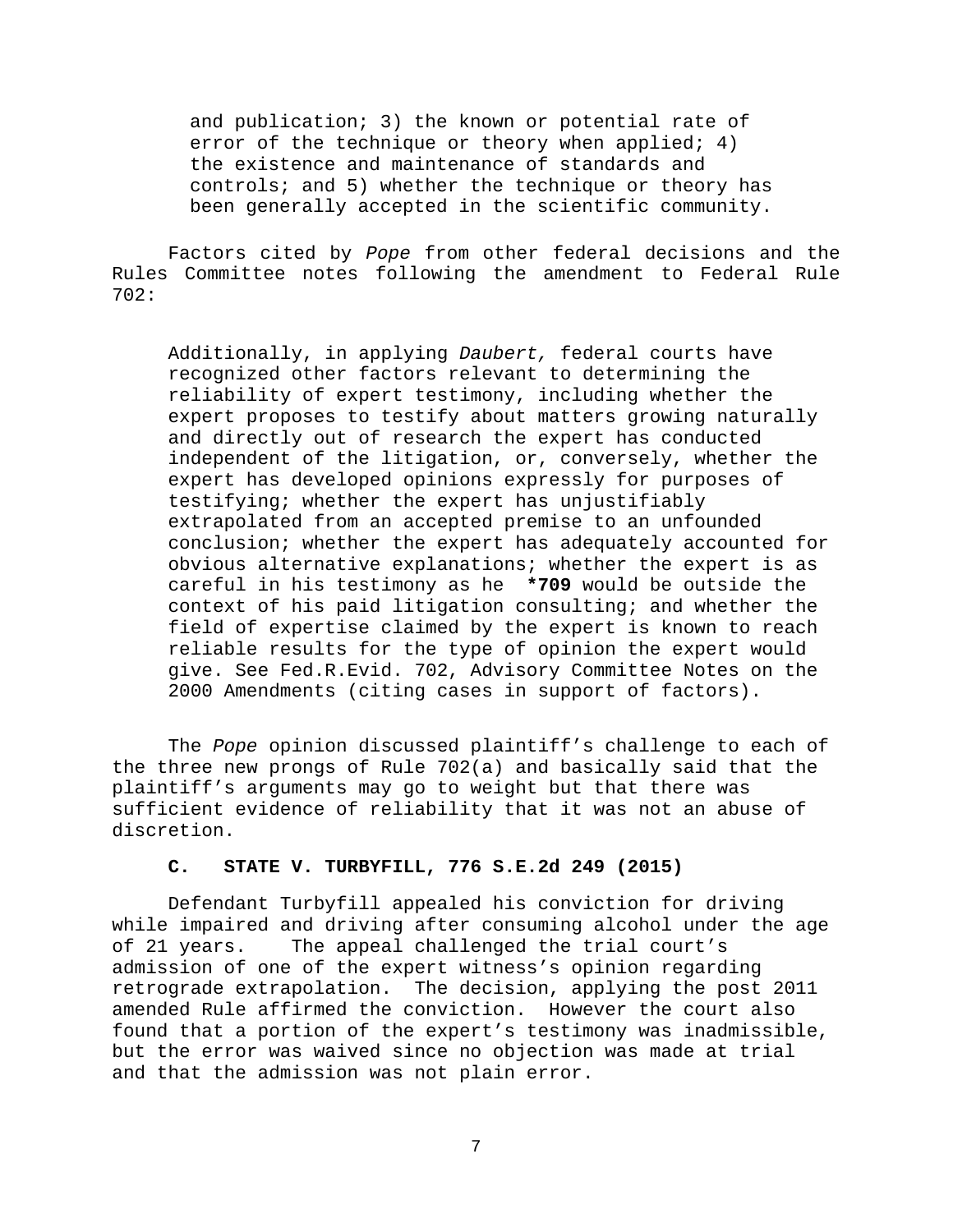> and publication; 3) the known or potential rate of error of the technique or theory when applied; 4) the existence and maintenance of standards and controls; and 5) whether the technique or theory has been generally accepted in the scientific community.

Factors cited by *Pope* from other federal decisions and the Rules Committee notes following the amendment to Federal Rule 702:

> Additionally, in applying *Daubert,* federal courts have recognized other factors relevant to determining the reliability of expert testimony, including whether the expert proposes to testify about matters growing naturally and directly out of research the expert has conducted independent of the litigation, or, conversely, whether the expert has developed opinions expressly for purposes of testifying; whether the expert has unjustifiably extrapolated from an accepted premise to an unfounded conclusion; whether the expert has adequately accounted for obvious alternative explanations; whether the expert is as careful in his testimony as he **\*709** would be outside the context of his paid litigation consulting; and whether the field of expertise claimed by the expert is known to reach reliable results for the type of opinion the expert would give. See Fed.R.Evid. 702, Advisory Committee Notes on the 2000 Amendments (citing cases in support of factors).

The *Pope* opinion discussed plaintiff's challenge to each of the three new prongs of Rule 702(a) and basically said that the plaintiff's arguments may go to weight but that there was sufficient evidence of reliability that it was not an abuse of discretion.

### C. STATE V. TURBYFILL, 776 S.E.2d 249 (2015)

Defendant Turbyfill appealed his conviction for driving while impaired and driving after consuming alcohol under the age of 21 years. The appeal challenged the trial court's admission of one of the expert witness's opinion regarding retrograde extrapolation. The decision, applying the post 2011 amended Rule affirmed the conviction. However the court also found that a portion of the expert's testimony was inadmissible, but the error was waived since no objection was made at trial and that the admission was not plain error.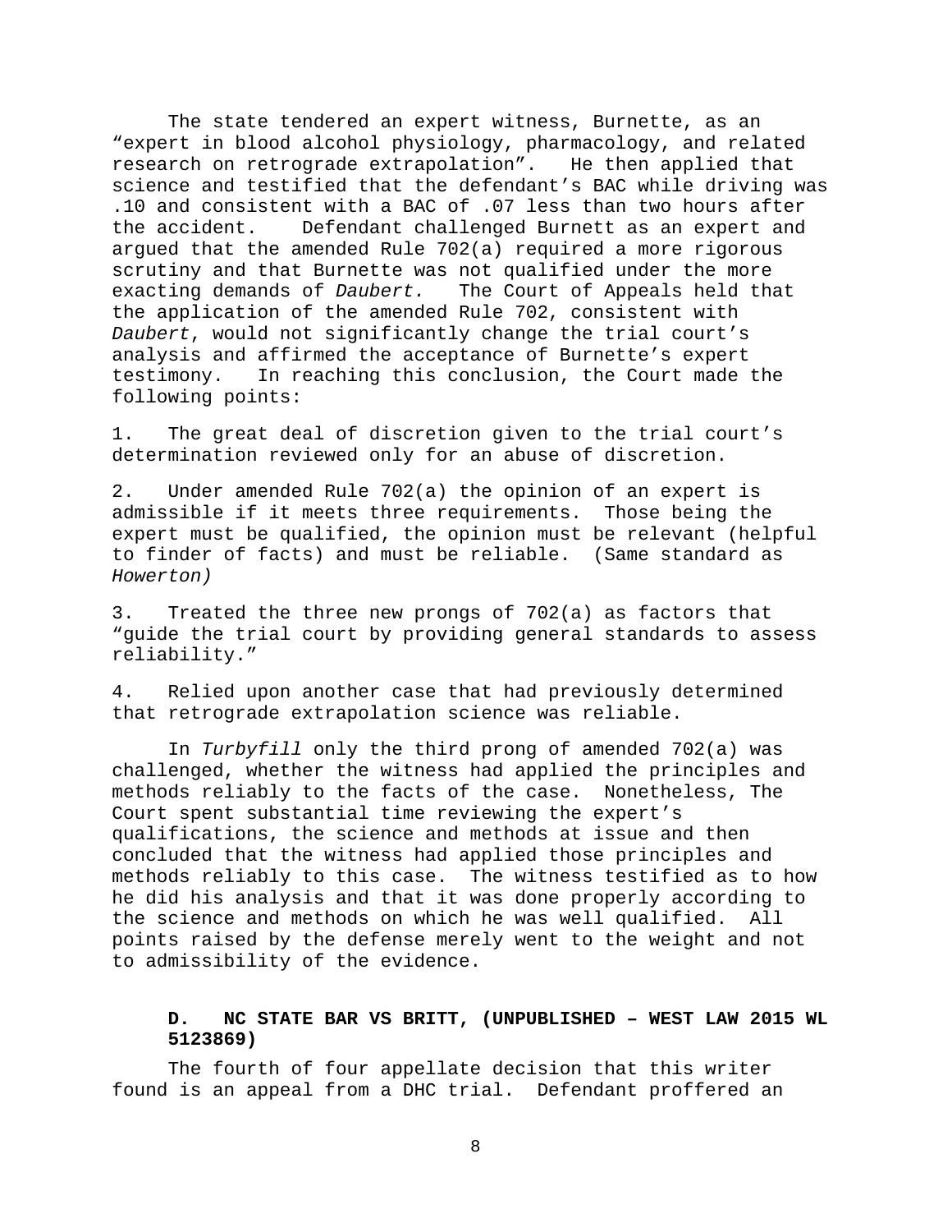The state tendered an expert witness, Burnette, as an "expert in blood alcohol physiology, pharmacology, and related research on retrograde extrapolation". He then applied that science and testified that the defendant's BAC while driving was .10 and consistent with a BAC of .07 less than two hours after the accident. Defendant challenged Burnett as an expert and argued that the amended Rule 702(a) required a more rigorous scrutiny and that Burnette was not qualified under the more exacting demands of *Daubert.* The Court of Appeals held that the application of the amended Rule 702, consistent with *Daubert*, would not significantly change the trial court's analysis and affirmed the acceptance of Burnette's expert testimony. In reaching this conclusion, the Court made the following points:

1. The great deal of discretion given to the trial court's determination reviewed only for an abuse of discretion.

2. Under amended Rule 702(a) the opinion of an expert is admissible if it meets three requirements. Those being the expert must be qualified, the opinion must be relevant (helpful to finder of facts) and must be reliable. (Same standard as *Howerton)*

3. Treated the three new prongs of 702(a) as factors that "guide the trial court by providing general standards to assess reliability."

4. Relied upon another case that had previously determined that retrograde extrapolation science was reliable.

In *Turbyfill* only the third prong of amended 702(a) was challenged, whether the witness had applied the principles and methods reliably to the facts of the case. Nonetheless, The Court spent substantial time reviewing the expert's qualifications, the science and methods at issue and then concluded that the witness had applied those principles and methods reliably to this case. The witness testified as to how he did his analysis and that it was done properly according to the science and methods on which he was well qualified. All points raised by the defense merely went to the weight and not to admissibility of the evidence.

### D. NC STATE BAR VS BRITT, (UNPUBLISHED – WEST LAW 2015 WL 5123869)

The fourth of four appellate decision that this writer found is an appeal from a DHC trial. Defendant proffered an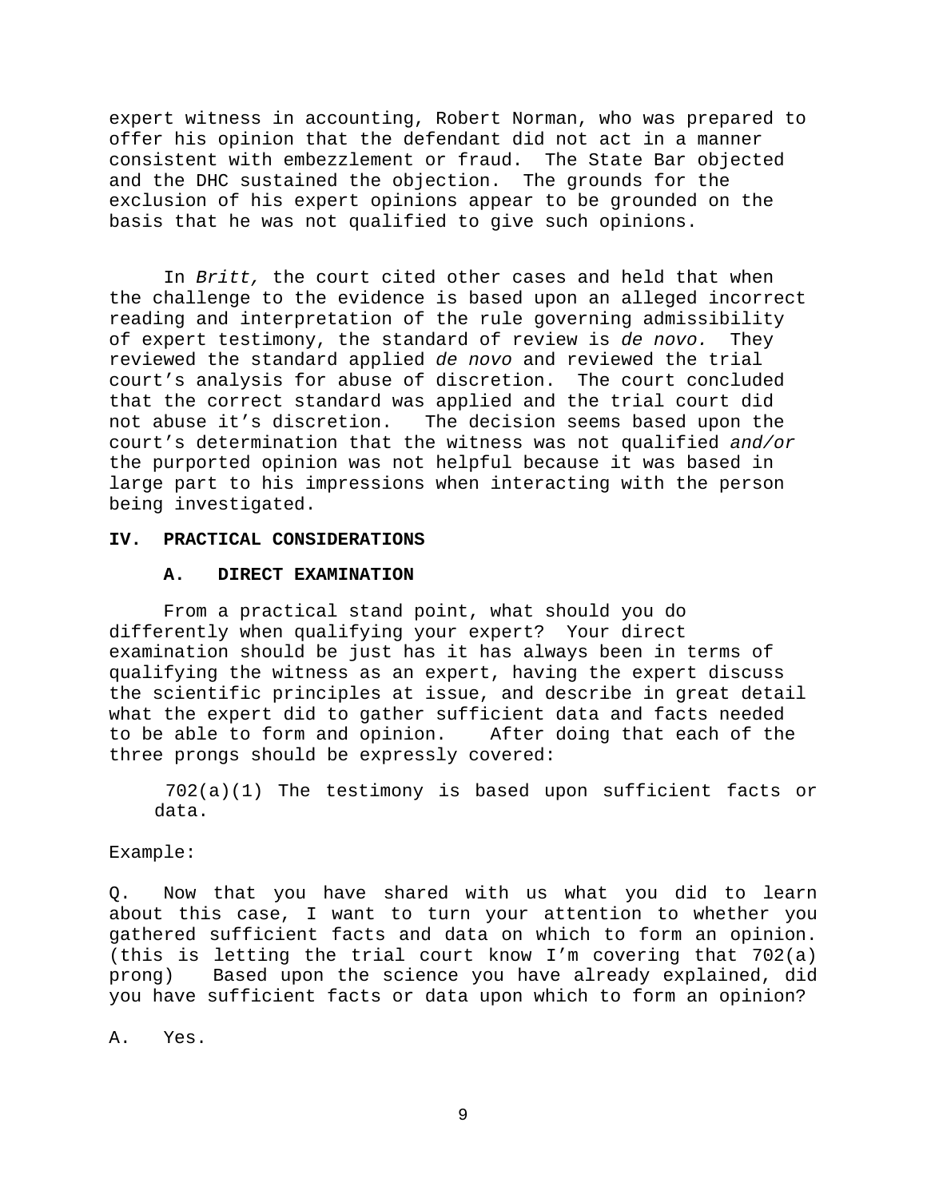expert witness in accounting, Robert Norman, who was prepared to offer his opinion that the defendant did not act in a manner consistent with embezzlement or fraud. The State Bar objected and the DHC sustained the objection. The grounds for the exclusion of his expert opinions appear to be grounded on the basis that he was not qualified to give such opinions.

In *Britt,* the court cited other cases and held that when the challenge to the evidence is based upon an alleged incorrect reading and interpretation of the rule governing admissibility of expert testimony, the standard of review is *de novo.* They reviewed the standard applied *de novo* and reviewed the trial court's analysis for abuse of discretion. The court concluded that the correct standard was applied and the trial court did not abuse it's discretion. The decision seems based upon the court's determination that the witness was not qualified *and/or* the purported opinion was not helpful because it was based in large part to his impressions when interacting with the person being investigated.

## IV. PRACTICAL CONSIDERATIONS

### A. DIRECT EXAMINATION

From a practical stand point, what should you do differently when qualifying your expert? Your direct examination should be just has it has always been in terms of qualifying the witness as an expert, having the expert discuss the scientific principles at issue, and describe in great detail what the expert did to gather sufficient data and facts needed to be able to form and opinion. After doing that each of the three prongs should be expressly covered:

702(a)(1) The testimony is based upon sufficient facts or data.

Example:

Q. Now that you have shared with us what you did to learn about this case, I want to turn your attention to whether you gathered sufficient facts and data on which to form an opinion. (this is letting the trial court know I'm covering that 702(a) prong) Based upon the science you have already explained, did you have sufficient facts or data upon which to form an opinion?

A. Yes.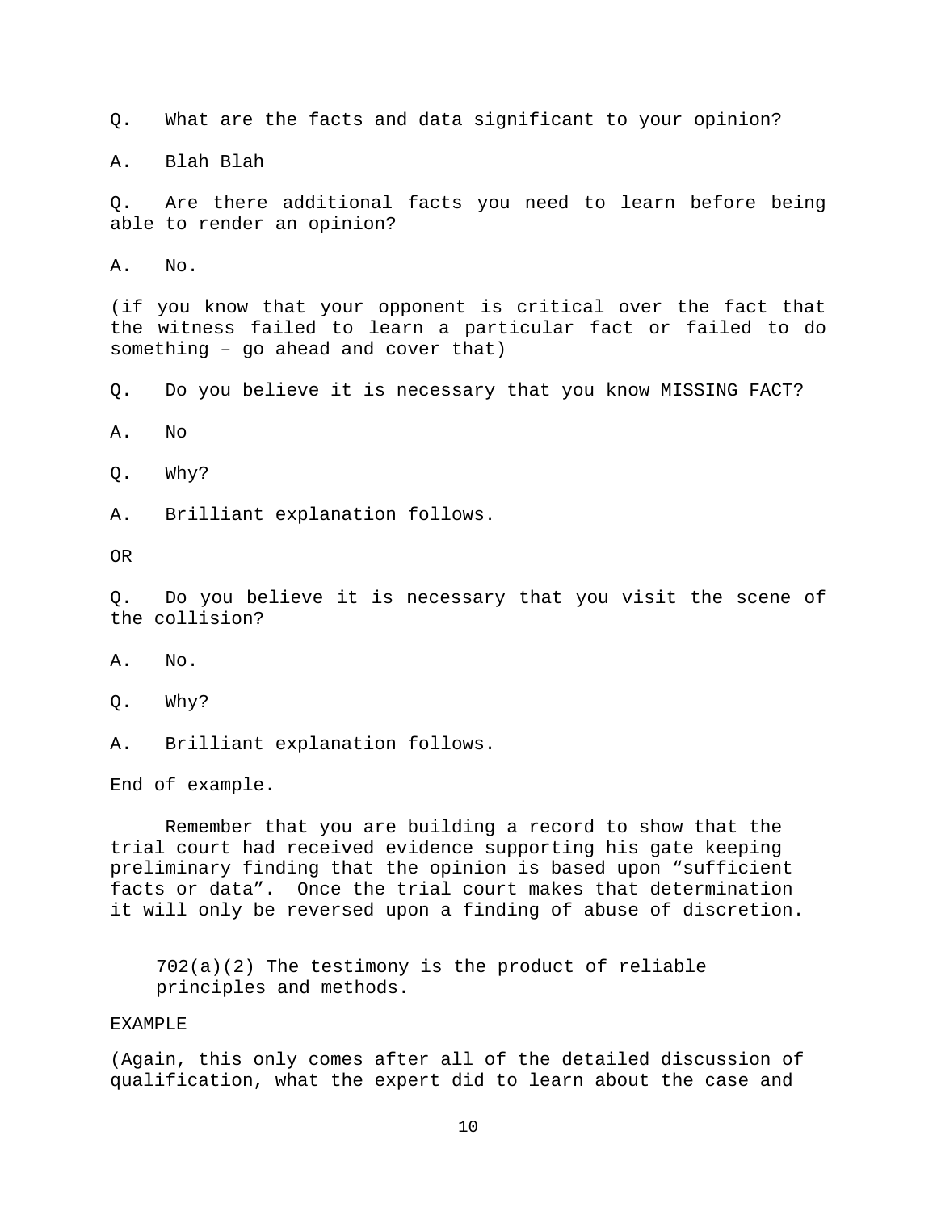Q. What are the facts and data significant to your opinion?

A. Blah Blah

Q. Are there additional facts you need to learn before being able to render an opinion?

A. No.

(if you know that your opponent is critical over the fact that the witness failed to learn a particular fact or failed to do something – go ahead and cover that)

Q. Do you believe it is necessary that you know MISSING FACT?

A. No

Q. Why?

A. Brilliant explanation follows.

OR

Q. Do you believe it is necessary that you visit the scene of the collision?

A. No.

Q. Why?

A. Brilliant explanation follows.

End of example.

Remember that you are building a record to show that the trial court had received evidence supporting his gate keeping preliminary finding that the opinion is based upon "sufficient facts or data". Once the trial court makes that determination it will only be reversed upon a finding of abuse of discretion.

> 702(a)(2) The testimony is the product of reliable principles and methods.

EXAMPLE

(Again, this only comes after all of the detailed discussion of qualification, what the expert did to learn about the case and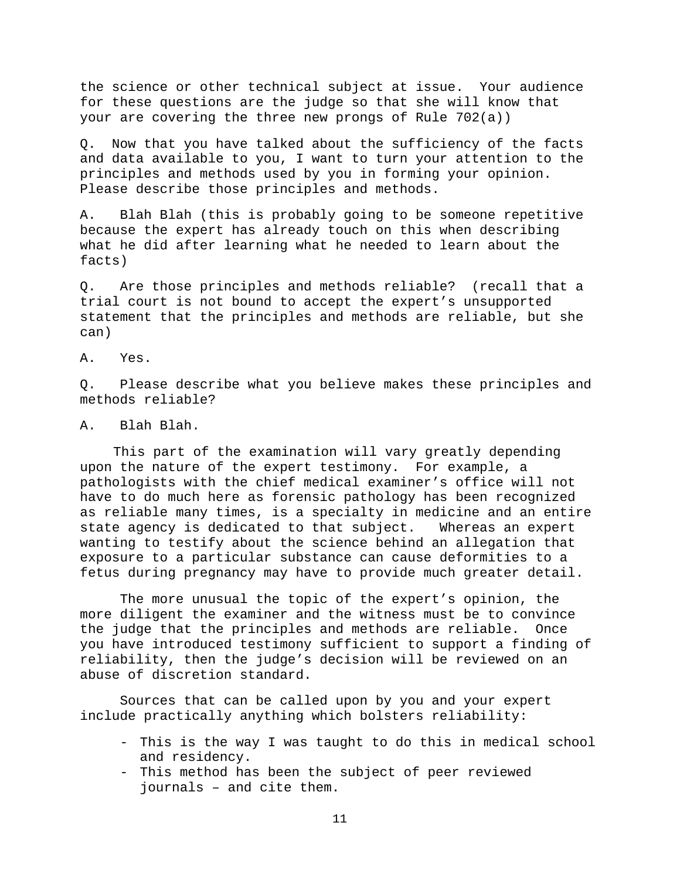the science or other technical subject at issue. Your audience for these questions are the judge so that she will know that your are covering the three new prongs of Rule 702(a))

Q. Now that you have talked about the sufficiency of the facts and data available to you, I want to turn your attention to the principles and methods used by you in forming your opinion. Please describe those principles and methods.

A. Blah Blah (this is probably going to be someone repetitive because the expert has already touch on this when describing what he did after learning what he needed to learn about the facts)

Q. Are those principles and methods reliable? (recall that a trial court is not bound to accept the expert's unsupported statement that the principles and methods are reliable, but she can)

A. Yes.

Q. Please describe what you believe makes these principles and methods reliable?

A. Blah Blah.

This part of the examination will vary greatly depending upon the nature of the expert testimony. For example, a pathologists with the chief medical examiner's office will not have to do much here as forensic pathology has been recognized as reliable many times, is a specialty in medicine and an entire state agency is dedicated to that subject. Whereas an expert wanting to testify about the science behind an allegation that exposure to a particular substance can cause deformities to a fetus during pregnancy may have to provide much greater detail.

The more unusual the topic of the expert's opinion, the more diligent the examiner and the witness must be to convince the judge that the principles and methods are reliable. Once you have introduced testimony sufficient to support a finding of reliability, then the judge's decision will be reviewed on an abuse of discretion standard.

Sources that can be called upon by you and your expert include practically anything which bolsters reliability:

- This is the way I was taught to do this in medical school and residency.
- This method has been the subject of peer reviewed journals – and cite them.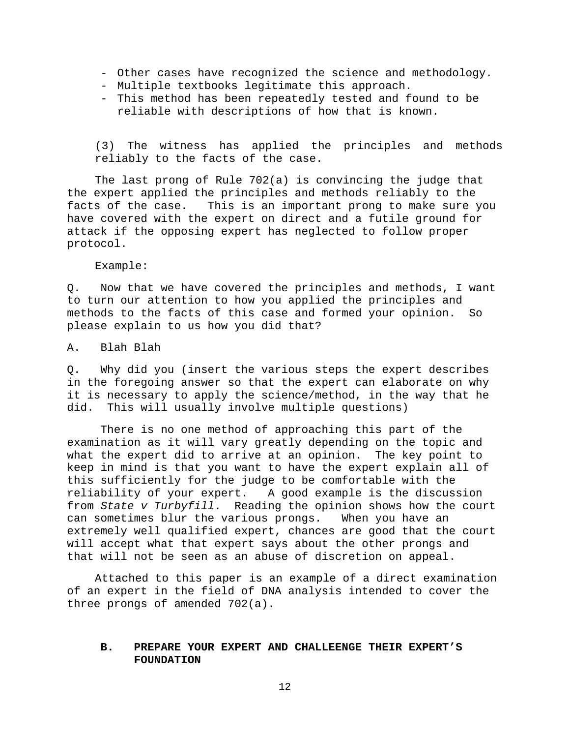- Other cases have recognized the science and methodology.
- Multiple textbooks legitimate this approach.
- This method has been repeatedly tested and found to be reliable with descriptions of how that is known.

(3) The witness has applied the principles and methods reliably to the facts of the case.

The last prong of Rule 702(a) is convincing the judge that the expert applied the principles and methods reliably to the facts of the case. This is an important prong to make sure you have covered with the expert on direct and a futile ground for attack if the opposing expert has neglected to follow proper protocol.

Example:

Q. Now that we have covered the principles and methods, I want to turn our attention to how you applied the principles and methods to the facts of this case and formed your opinion. So please explain to us how you did that?

A. Blah Blah

Q. Why did you (insert the various steps the expert describes in the foregoing answer so that the expert can elaborate on why it is necessary to apply the science/method, in the way that he did. This will usually involve multiple questions)

There is no one method of approaching this part of the examination as it will vary greatly depending on the topic and what the expert did to arrive at an opinion. The key point to keep in mind is that you want to have the expert explain all of this sufficiently for the judge to be comfortable with the reliability of your expert. A good example is the discussion from *State v Turbyfill*. Reading the opinion shows how the court can sometimes blur the various prongs. When you have an extremely well qualified expert, chances are good that the court will accept what that expert says about the other prongs and that will not be seen as an abuse of discretion on appeal.

Attached to this paper is an example of a direct examination of an expert in the field of DNA analysis intended to cover the three prongs of amended 702(a).

## B. PREPARE YOUR EXPERT AND CHALLEENGE THEIR EXPERT'S FOUNDATION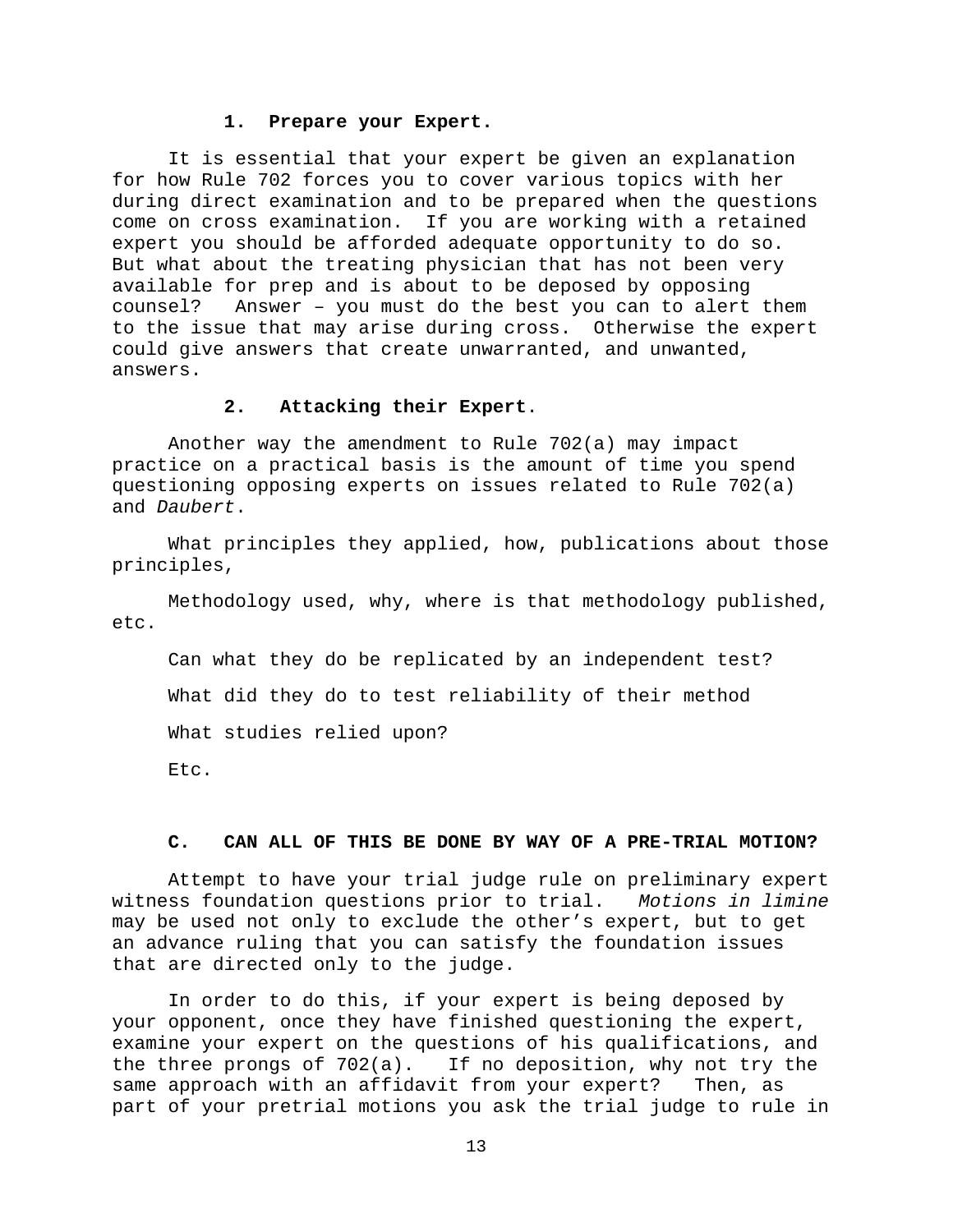#### 1. Prepare your Expert.

It is essential that your expert be given an explanation for how Rule 702 forces you to cover various topics with her during direct examination and to be prepared when the questions come on cross examination. If you are working with a retained expert you should be afforded adequate opportunity to do so. But what about the treating physician that has not been very available for prep and is about to be deposed by opposing counsel? Answer – you must do the best you can to alert them to the issue that may arise during cross. Otherwise the expert could give answers that create unwarranted, and unwanted, answers.

#### 2. Attacking their Expert.

Another way the amendment to Rule 702(a) may impact practice on a practical basis is the amount of time you spend questioning opposing experts on issues related to Rule 702(a) and *Daubert*.

What principles they applied, how, publications about those principles,

Methodology used, why, where is that methodology published, etc.

Can what they do be replicated by an independent test?

What did they do to test reliability of their method

What studies relied upon?

Etc.

### C. CAN ALL OF THIS BE DONE BY WAY OF A PRE-TRIAL MOTION?

Attempt to have your trial judge rule on preliminary expert witness foundation questions prior to trial. *Motions in limine* may be used not only to exclude the other's expert, but to get an advance ruling that you can satisfy the foundation issues that are directed only to the judge.

In order to do this, if your expert is being deposed by your opponent, once they have finished questioning the expert, examine your expert on the questions of his qualifications, and the three prongs of 702(a). If no deposition, why not try the same approach with an affidavit from your expert? Then, as part of your pretrial motions you ask the trial judge to rule in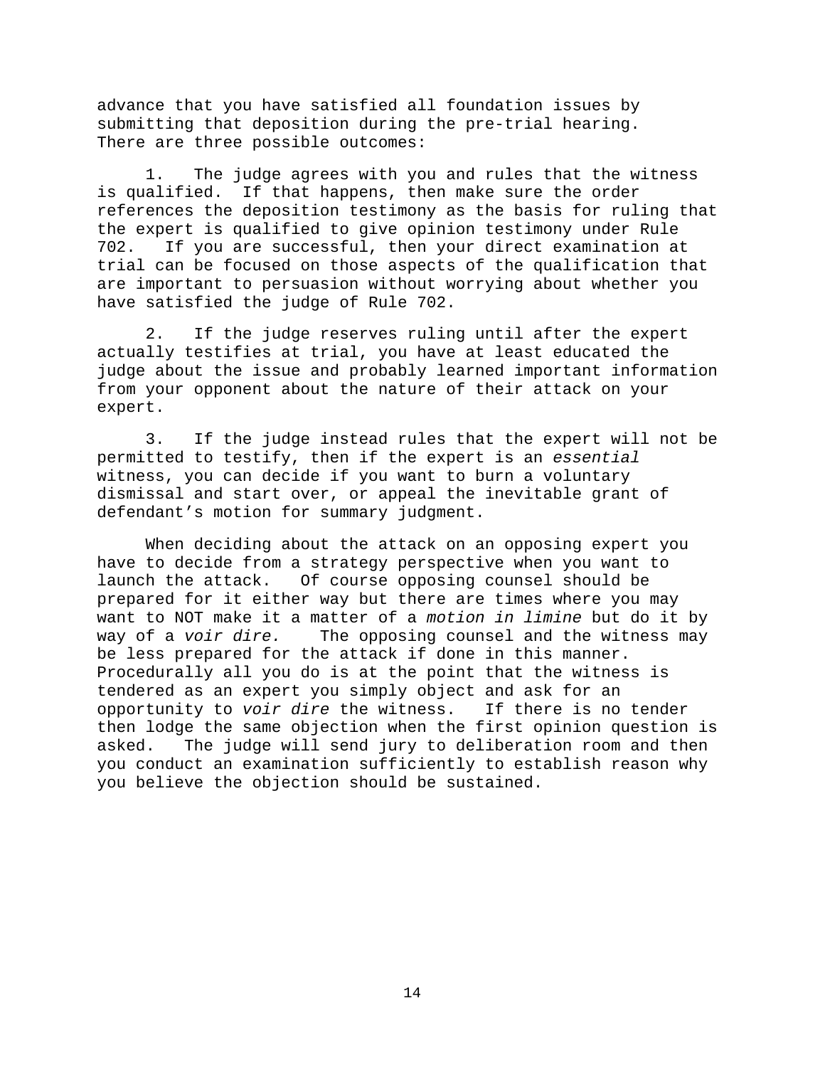advance that you have satisfied all foundation issues by submitting that deposition during the pre-trial hearing. There are three possible outcomes:

1. The judge agrees with you and rules that the witness is qualified. If that happens, then make sure the order references the deposition testimony as the basis for ruling that the expert is qualified to give opinion testimony under Rule 702. If you are successful, then your direct examination at trial can be focused on those aspects of the qualification that are important to persuasion without worrying about whether you have satisfied the judge of Rule 702.

2. If the judge reserves ruling until after the expert actually testifies at trial, you have at least educated the judge about the issue and probably learned important information from your opponent about the nature of their attack on your expert.

3. If the judge instead rules that the expert will not be permitted to testify, then if the expert is an *essential* witness, you can decide if you want to burn a voluntary dismissal and start over, or appeal the inevitable grant of defendant's motion for summary judgment.

When deciding about the attack on an opposing expert you have to decide from a strategy perspective when you want to launch the attack. Of course opposing counsel should be prepared for it either way but there are times where you may want to NOT make it a matter of a *motion in limine* but do it by way of a *voir dire.* The opposing counsel and the witness may be less prepared for the attack if done in this manner. Procedurally all you do is at the point that the witness is tendered as an expert you simply object and ask for an opportunity to *voir dire* the witness. If there is no tender then lodge the same objection when the first opinion question is asked. The judge will send jury to deliberation room and then you conduct an examination sufficiently to establish reason why you believe the objection should be sustained.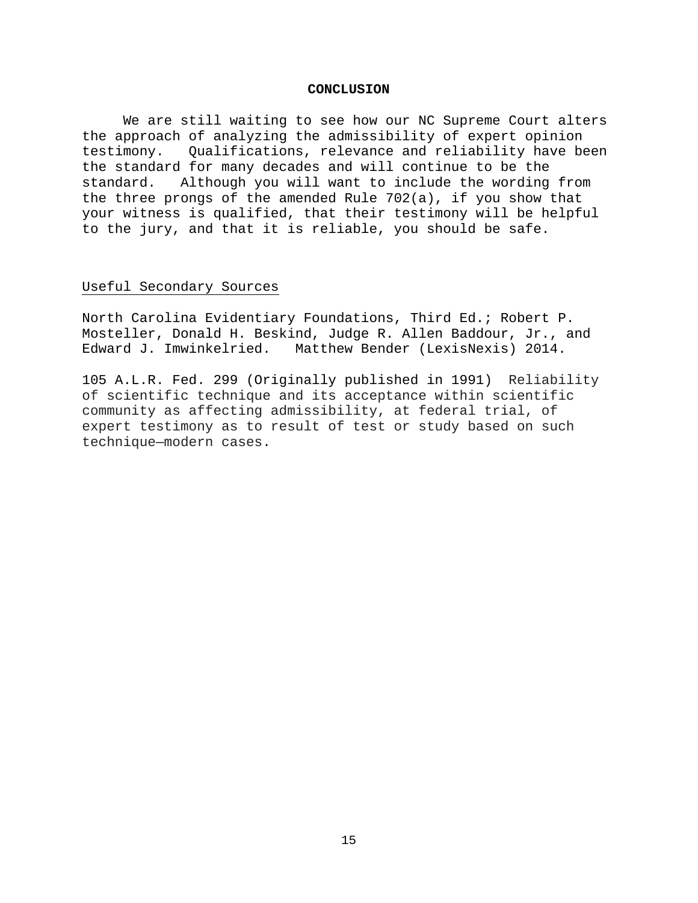## CONCLUSION

We are still waiting to see how our NC Supreme Court alters the approach of analyzing the admissibility of expert opinion testimony. Qualifications, relevance and reliability have been the standard for many decades and will continue to be the standard. Although you will want to include the wording from the three prongs of the amended Rule 702(a), if you show that your witness is qualified, that their testimony will be helpful to the jury, and that it is reliable, you should be safe.

### Useful Secondary Sources

North Carolina Evidentiary Foundations, Third Ed.; Robert P. Mosteller, Donald H. Beskind, Judge R. Allen Baddour, Jr., and Edward J. Imwinkelried. Matthew Bender (LexisNexis) 2014.

105 A.L.R. Fed. 299 (Originally published in 1991) Reliability of scientific technique and its acceptance within scientific community as affecting admissibility, at federal trial, of expert testimony as to result of test or study based on such technique—modern cases.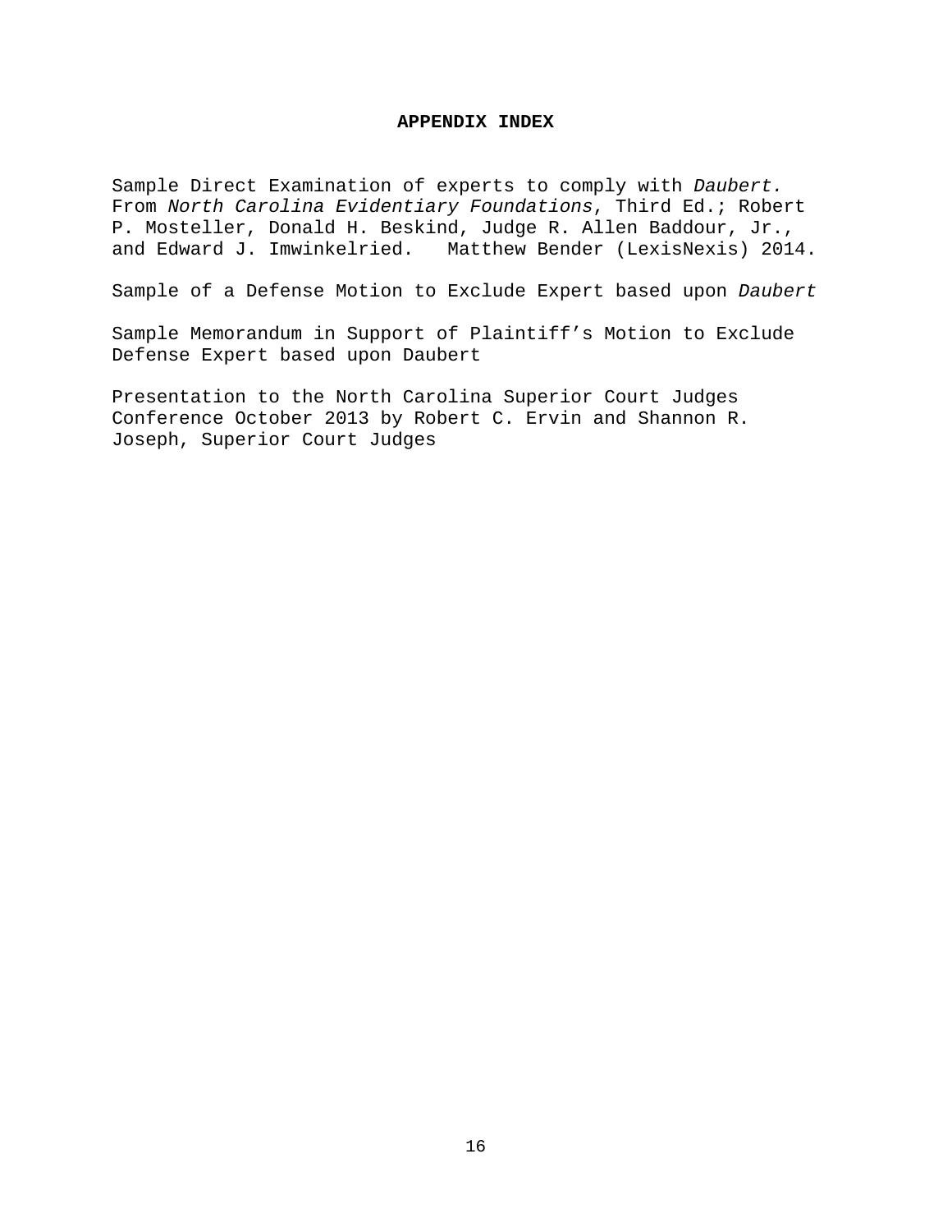## APPENDIX INDEX

Sample Direct Examination of experts to comply with *Daubert.* From *North Carolina Evidentiary Foundations*, Third Ed.; Robert P. Mosteller, Donald H. Beskind, Judge R. Allen Baddour, Jr., and Edward J. Imwinkelried. Matthew Bender (LexisNexis) 2014.

Sample of a Defense Motion to Exclude Expert based upon *Daubert*

Sample Memorandum in Support of Plaintiff's Motion to Exclude Defense Expert based upon Daubert

Presentation to the North Carolina Superior Court Judges Conference October 2013 by Robert C. Ervin and Shannon R. Joseph, Superior Court Judges